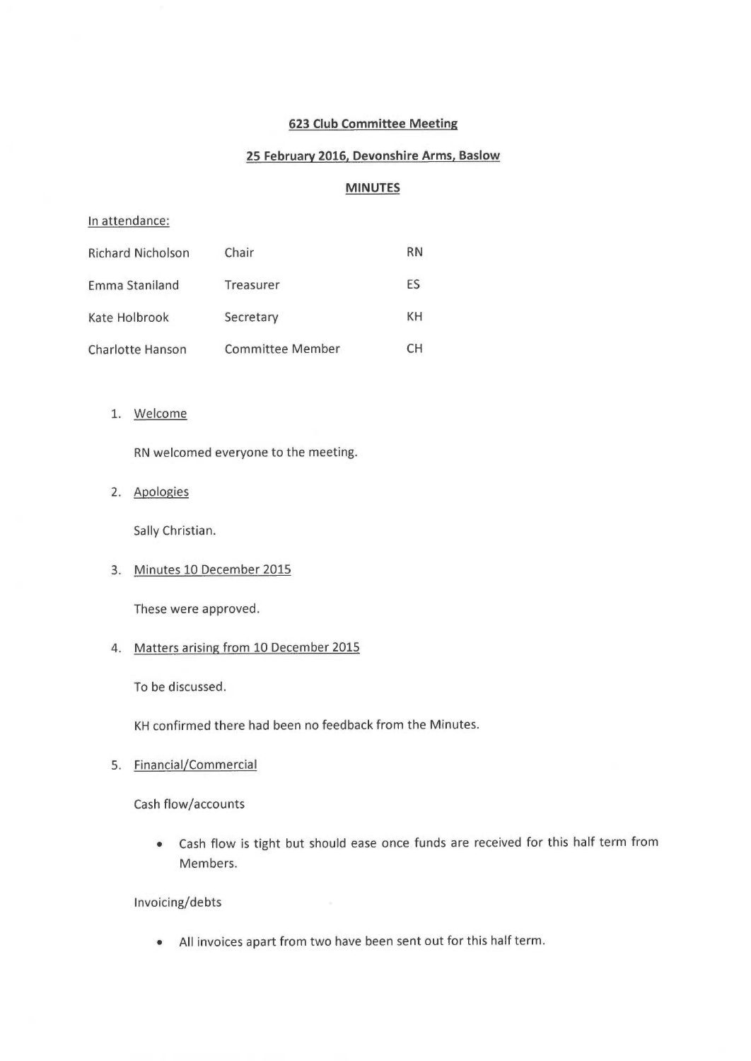# 623 Club Committee Meeting

## 25 February 2016, Devonshire Arms, Baslow

## MINUTES

In attendance:

| | | |
|---|---|---|
| Richard Nicholson | Chair | RN |
| Emma Staniland | Treasurer | ES |
| Kate Holbrook | Secretary | KH |
| Charlotte Hanson | Committee Member | CH |

1. Welcome

   RN welcomed everyone to the meeting.

2. Apologies

   Sally Christian.

3. Minutes 10 December 2015

   These were approved.

4. Matters arising from 10 December 2015

   To be discussed.

   KH confirmed there had been no feedback from the Minutes.

5. Financial/Commercial

   Cash flow/accounts

   - Cash flow is tight but should ease once funds are received for this half term from Members.

   Invoicing/debts

   - All invoices apart from two have been sent out for this half term.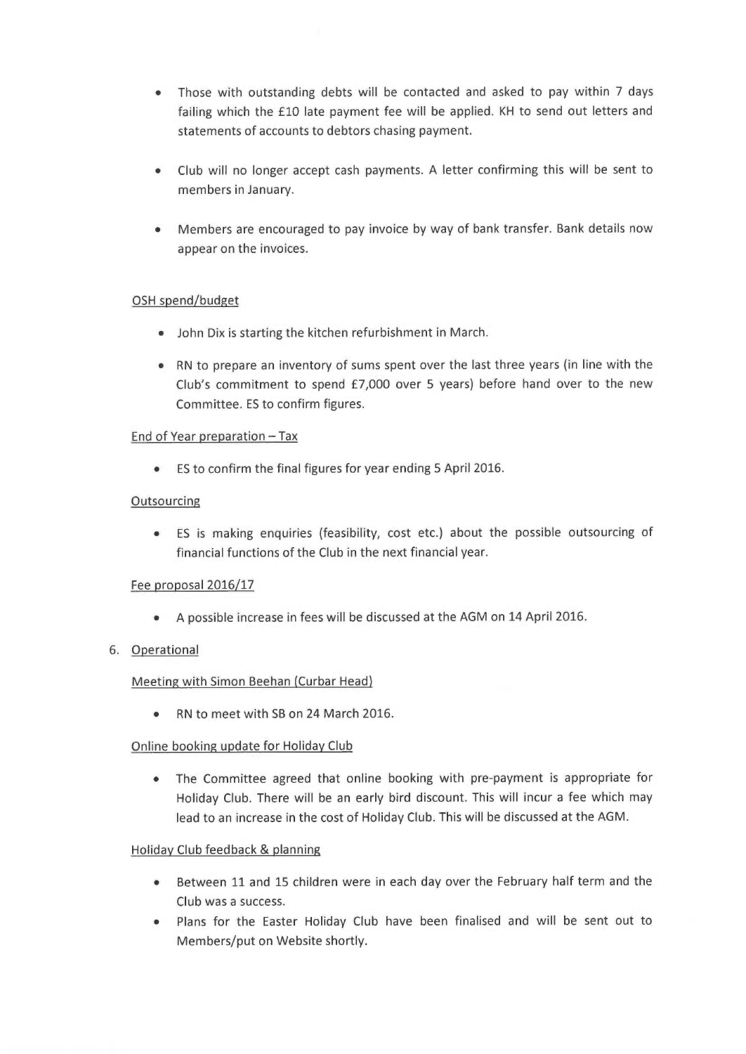- Those with outstanding debts will be contacted and asked to pay within 7 days failing which the £10 late payment fee will be applied. KH to send out letters and statements of accounts to debtors chasing payment.
- Club will no longer accept cash payments. A letter confirming this will be sent to members in January.
- Members are encouraged to pay invoice by way of bank transfer. Bank details now appear on the invoices.

OSH spend/budget

- John Dix is starting the kitchen refurbishment in March.
- RN to prepare an inventory of sums spent over the last three years (in line with the Club's commitment to spend £7,000 over 5 years) before hand over to the new Committee. ES to confirm figures.

End of Year preparation – Tax

- ES to confirm the final figures for year ending 5 April 2016.

Outsourcing

- ES is making enquiries (feasibility, cost etc.) about the possible outsourcing of financial functions of the Club in the next financial year.

Fee proposal 2016/17

- A possible increase in fees will be discussed at the AGM on 14 April 2016.

6. Operational

Meeting with Simon Beehan (Curbar Head)

- RN to meet with SB on 24 March 2016.

Online booking update for Holiday Club

- The Committee agreed that online booking with pre-payment is appropriate for Holiday Club. There will be an early bird discount. This will incur a fee which may lead to an increase in the cost of Holiday Club. This will be discussed at the AGM.

Holiday Club feedback & planning

- Between 11 and 15 children were in each day over the February half term and the Club was a success.
- Plans for the Easter Holiday Club have been finalised and will be sent out to Members/put on Website shortly.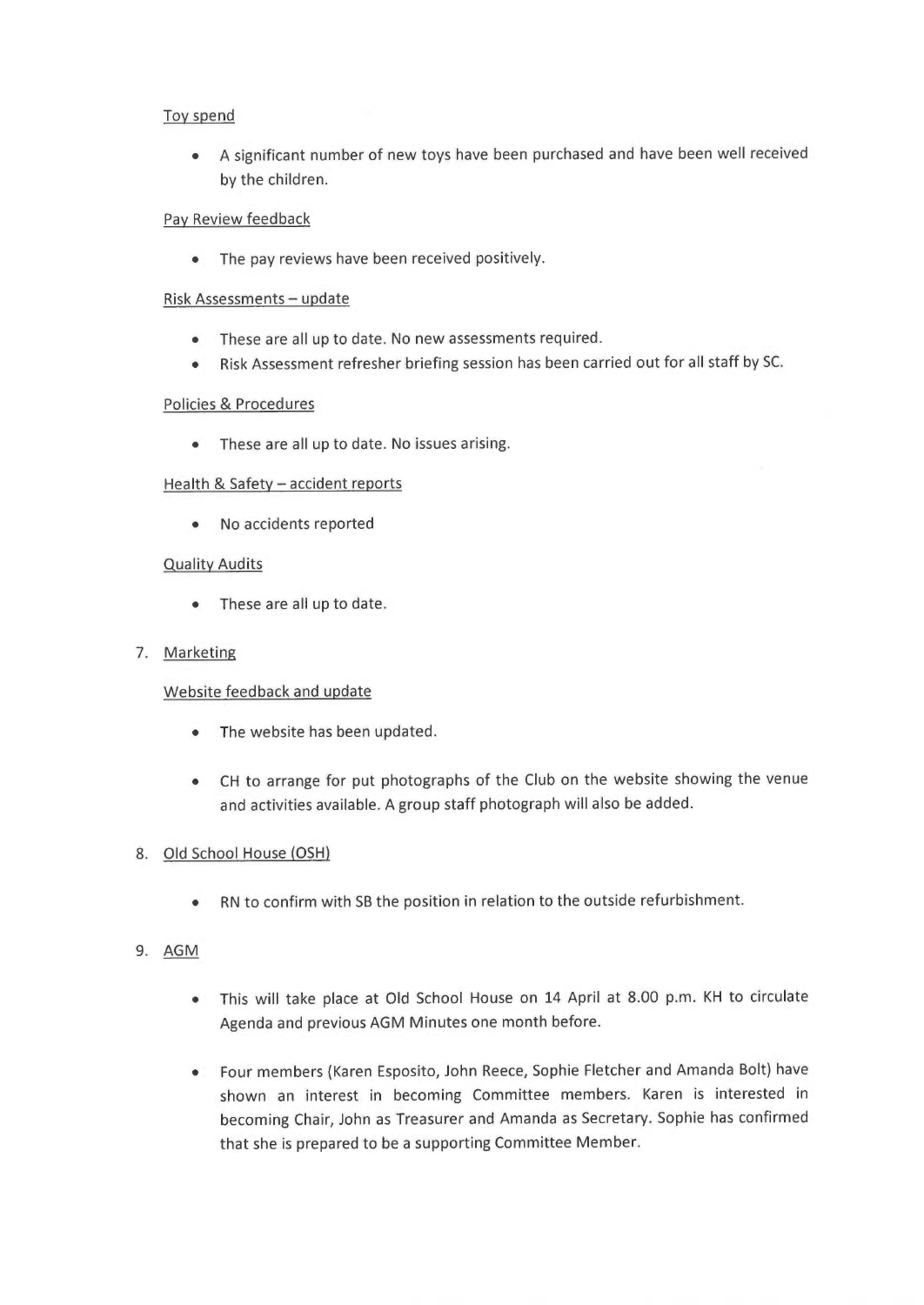Toy spend

- A significant number of new toys have been purchased and have been well received by the children.

Pay Review feedback

- The pay reviews have been received positively.

Risk Assessments – update

- These are all up to date. No new assessments required.
- Risk Assessment refresher briefing session has been carried out for all staff by SC.

Policies & Procedures

- These are all up to date. No issues arising.

Health & Safety – accident reports

- No accidents reported

Quality Audits

- These are all up to date.

7. Marketing

Website feedback and update

- The website has been updated.

- CH to arrange for put photographs of the Club on the website showing the venue and activities available. A group staff photograph will also be added.

8. Old School House (OSH)

- RN to confirm with SB the position in relation to the outside refurbishment.

9. AGM

- This will take place at Old School House on 14 April at 8.00 p.m. KH to circulate Agenda and previous AGM Minutes one month before.

- Four members (Karen Esposito, John Reece, Sophie Fletcher and Amanda Bolt) have shown an interest in becoming Committee members. Karen is interested in becoming Chair, John as Treasurer and Amanda as Secretary. Sophie has confirmed that she is prepared to be a supporting Committee Member.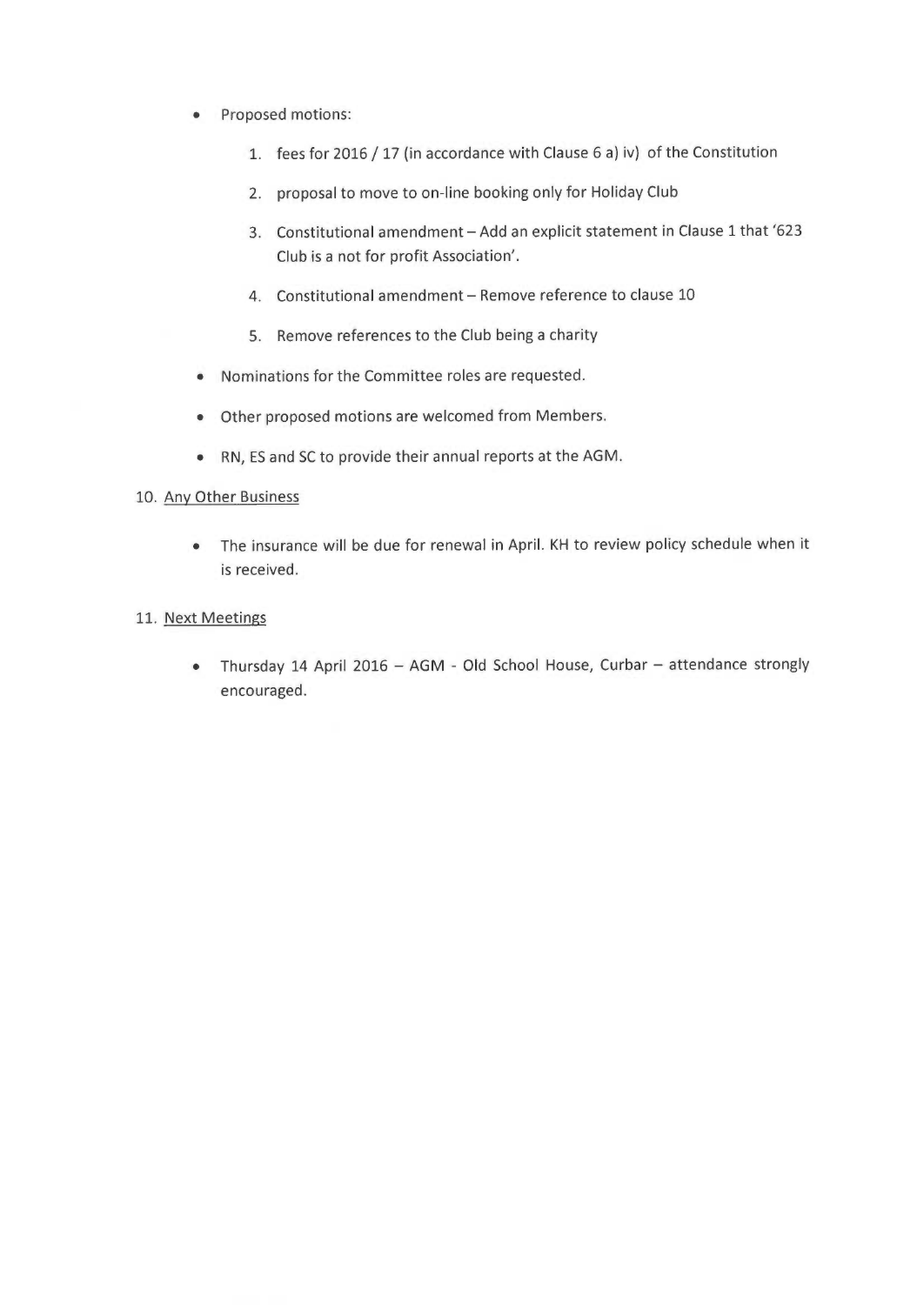- Proposed motions:
    1. fees for 2016 / 17 (in accordance with Clause 6 a) iv) of the Constitution
    2. proposal to move to on-line booking only for Holiday Club
    3. Constitutional amendment – Add an explicit statement in Clause 1 that '623 Club is a not for profit Association'.
    4. Constitutional amendment – Remove reference to clause 10
    5. Remove references to the Club being a charity
- Nominations for the Committee roles are requested.
- Other proposed motions are welcomed from Members.
- RN, ES and SC to provide their annual reports at the AGM.

10. <u>Any Other Business</u>

- The insurance will be due for renewal in April. KH to review policy schedule when it is received.

11. <u>Next Meetings</u>

- Thursday 14 April 2016 – AGM - Old School House, Curbar – attendance strongly encouraged.